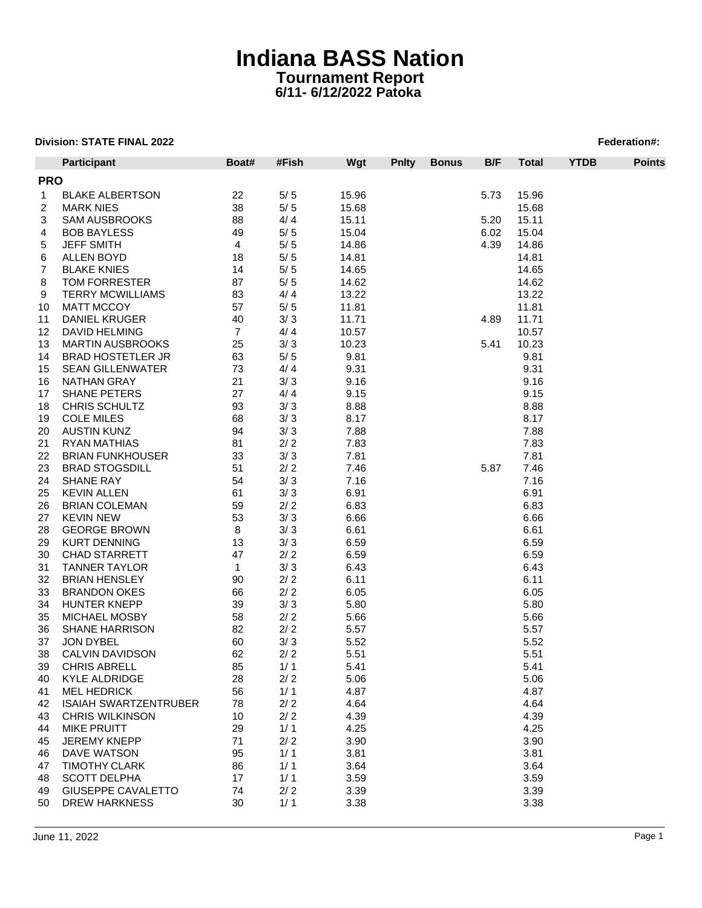# Indiana BASS Nation

## Tournament Report

### 6/11- 6/12/2022 Patoka

**Division: STATE FINAL 2022** **Federation#:**

| | Participant | Boat# | #Fish | Wgt | Pnlty | Bonus | B/F | Total | YTDB | Points |
|---|---|---|---|---|---|---|---|---|---|---|
| **PRO** | | | | | | | | | | |
| 1 | BLAKE ALBERTSON | 22 | 5/ 5 | 15.96 | | | 5.73 | 15.96 | | |
| 2 | MARK NIES | 38 | 5/ 5 | 15.68 | | | | 15.68 | | |
| 3 | SAM AUSBROOKS | 88 | 4/ 4 | 15.11 | | | 5.20 | 15.11 | | |
| 4 | BOB BAYLESS | 49 | 5/ 5 | 15.04 | | | 6.02 | 15.04 | | |
| 5 | JEFF SMITH | 4 | 5/ 5 | 14.86 | | | 4.39 | 14.86 | | |
| 6 | ALLEN BOYD | 18 | 5/ 5 | 14.81 | | | | 14.81 | | |
| 7 | BLAKE KNIES | 14 | 5/ 5 | 14.65 | | | | 14.65 | | |
| 8 | TOM FORRESTER | 87 | 5/ 5 | 14.62 | | | | 14.62 | | |
| 9 | TERRY MCWILLIAMS | 83 | 4/ 4 | 13.22 | | | | 13.22 | | |
| 10 | MATT MCCOY | 57 | 5/ 5 | 11.81 | | | | 11.81 | | |
| 11 | DANIEL KRUGER | 40 | 3/ 3 | 11.71 | | | 4.89 | 11.71 | | |
| 12 | DAVID HELMING | 7 | 4/ 4 | 10.57 | | | | 10.57 | | |
| 13 | MARTIN AUSBROOKS | 25 | 3/ 3 | 10.23 | | | 5.41 | 10.23 | | |
| 14 | BRAD HOSTETLER JR | 63 | 5/ 5 | 9.81 | | | | 9.81 | | |
| 15 | SEAN GILLENWATER | 73 | 4/ 4 | 9.31 | | | | 9.31 | | |
| 16 | NATHAN GRAY | 21 | 3/ 3 | 9.16 | | | | 9.16 | | |
| 17 | SHANE PETERS | 27 | 4/ 4 | 9.15 | | | | 9.15 | | |
| 18 | CHRIS SCHULTZ | 93 | 3/ 3 | 8.88 | | | | 8.88 | | |
| 19 | COLE MILES | 68 | 3/ 3 | 8.17 | | | | 8.17 | | |
| 20 | AUSTIN KUNZ | 94 | 3/ 3 | 7.88 | | | | 7.88 | | |
| 21 | RYAN MATHIAS | 81 | 2/ 2 | 7.83 | | | | 7.83 | | |
| 22 | BRIAN FUNKHOUSER | 33 | 3/ 3 | 7.81 | | | | 7.81 | | |
| 23 | BRAD STOGSDILL | 51 | 2/ 2 | 7.46 | | | 5.87 | 7.46 | | |
| 24 | SHANE RAY | 54 | 3/ 3 | 7.16 | | | | 7.16 | | |
| 25 | KEVIN ALLEN | 61 | 3/ 3 | 6.91 | | | | 6.91 | | |
| 26 | BRIAN COLEMAN | 59 | 2/ 2 | 6.83 | | | | 6.83 | | |
| 27 | KEVIN NEW | 53 | 3/ 3 | 6.66 | | | | 6.66 | | |
| 28 | GEORGE BROWN | 8 | 3/ 3 | 6.61 | | | | 6.61 | | |
| 29 | KURT DENNING | 13 | 3/ 3 | 6.59 | | | | 6.59 | | |
| 30 | CHAD STARRETT | 47 | 2/ 2 | 6.59 | | | | 6.59 | | |
| 31 | TANNER TAYLOR | 1 | 3/ 3 | 6.43 | | | | 6.43 | | |
| 32 | BRIAN HENSLEY | 90 | 2/ 2 | 6.11 | | | | 6.11 | | |
| 33 | BRANDON OKES | 66 | 2/ 2 | 6.05 | | | | 6.05 | | |
| 34 | HUNTER KNEPP | 39 | 3/ 3 | 5.80 | | | | 5.80 | | |
| 35 | MICHAEL MOSBY | 58 | 2/ 2 | 5.66 | | | | 5.66 | | |
| 36 | SHANE HARRISON | 82 | 2/ 2 | 5.57 | | | | 5.57 | | |
| 37 | JON DYBEL | 60 | 3/ 3 | 5.52 | | | | 5.52 | | |
| 38 | CALVIN DAVIDSON | 62 | 2/ 2 | 5.51 | | | | 5.51 | | |
| 39 | CHRIS ABRELL | 85 | 1/ 1 | 5.41 | | | | 5.41 | | |
| 40 | KYLE ALDRIDGE | 28 | 2/ 2 | 5.06 | | | | 5.06 | | |
| 41 | MEL HEDRICK | 56 | 1/ 1 | 4.87 | | | | 4.87 | | |
| 42 | ISAIAH SWARTZENTRUBER | 78 | 2/ 2 | 4.64 | | | | 4.64 | | |
| 43 | CHRIS WILKINSON | 10 | 2/ 2 | 4.39 | | | | 4.39 | | |
| 44 | MIKE PRUITT | 29 | 1/ 1 | 4.25 | | | | 4.25 | | |
| 45 | JEREMY KNEPP | 71 | 2/ 2 | 3.90 | | | | 3.90 | | |
| 46 | DAVE WATSON | 95 | 1/ 1 | 3.81 | | | | 3.81 | | |
| 47 | TIMOTHY CLARK | 86 | 1/ 1 | 3.64 | | | | 3.64 | | |
| 48 | SCOTT DELPHA | 17 | 1/ 1 | 3.59 | | | | 3.59 | | |
| 49 | GIUSEPPE CAVALETTO | 74 | 2/ 2 | 3.39 | | | | 3.39 | | |
| 50 | DREW HARKNESS | 30 | 1/ 1 | 3.38 | | | | 3.38 | | |

June 11, 2022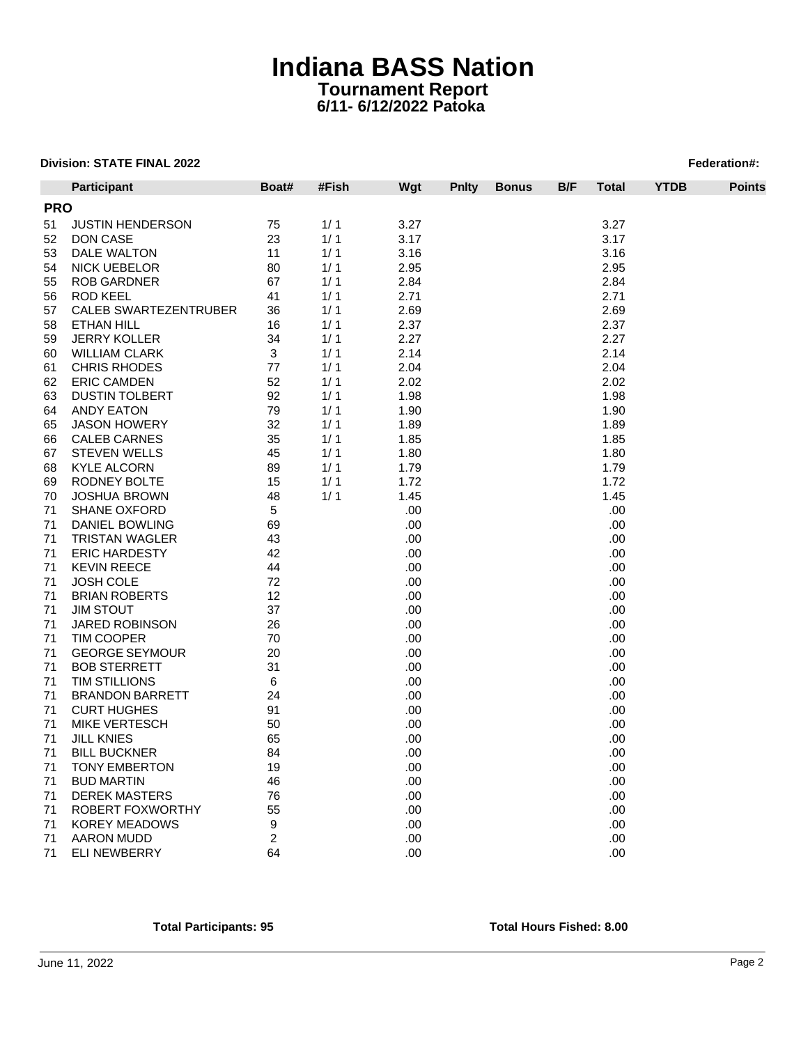# Indiana BASS Nation

## Tournament Report

### 6/11- 6/12/2022 Patoka

**Division: STATE FINAL 2022** **Federation#:**

| | Participant | Boat# | #Fish | Wgt | Pnlty | Bonus | B/F | Total | YTDB | Points |
|---|---|---|---|---|---|---|---|---|---|---|
| **PRO** | | | | | | | | | | |
| 51 | JUSTIN HENDERSON | 75 | 1/ 1 | 3.27 | | | | 3.27 | | |
| 52 | DON CASE | 23 | 1/ 1 | 3.17 | | | | 3.17 | | |
| 53 | DALE WALTON | 11 | 1/ 1 | 3.16 | | | | 3.16 | | |
| 54 | NICK UEBELOR | 80 | 1/ 1 | 2.95 | | | | 2.95 | | |
| 55 | ROB GARDNER | 67 | 1/ 1 | 2.84 | | | | 2.84 | | |
| 56 | ROD KEEL | 41 | 1/ 1 | 2.71 | | | | 2.71 | | |
| 57 | CALEB SWARTEZENTRUBER | 36 | 1/ 1 | 2.69 | | | | 2.69 | | |
| 58 | ETHAN HILL | 16 | 1/ 1 | 2.37 | | | | 2.37 | | |
| 59 | JERRY KOLLER | 34 | 1/ 1 | 2.27 | | | | 2.27 | | |
| 60 | WILLIAM CLARK | 3 | 1/ 1 | 2.14 | | | | 2.14 | | |
| 61 | CHRIS RHODES | 77 | 1/ 1 | 2.04 | | | | 2.04 | | |
| 62 | ERIC CAMDEN | 52 | 1/ 1 | 2.02 | | | | 2.02 | | |
| 63 | DUSTIN TOLBERT | 92 | 1/ 1 | 1.98 | | | | 1.98 | | |
| 64 | ANDY EATON | 79 | 1/ 1 | 1.90 | | | | 1.90 | | |
| 65 | JASON HOWERY | 32 | 1/ 1 | 1.89 | | | | 1.89 | | |
| 66 | CALEB CARNES | 35 | 1/ 1 | 1.85 | | | | 1.85 | | |
| 67 | STEVEN WELLS | 45 | 1/ 1 | 1.80 | | | | 1.80 | | |
| 68 | KYLE ALCORN | 89 | 1/ 1 | 1.79 | | | | 1.79 | | |
| 69 | RODNEY BOLTE | 15 | 1/ 1 | 1.72 | | | | 1.72 | | |
| 70 | JOSHUA BROWN | 48 | 1/ 1 | 1.45 | | | | 1.45 | | |
| 71 | SHANE OXFORD | 5 | | .00 | | | | .00 | | |
| 71 | DANIEL BOWLING | 69 | | .00 | | | | .00 | | |
| 71 | TRISTAN WAGLER | 43 | | .00 | | | | .00 | | |
| 71 | ERIC HARDESTY | 42 | | .00 | | | | .00 | | |
| 71 | KEVIN REECE | 44 | | .00 | | | | .00 | | |
| 71 | JOSH COLE | 72 | | .00 | | | | .00 | | |
| 71 | BRIAN ROBERTS | 12 | | .00 | | | | .00 | | |
| 71 | JIM STOUT | 37 | | .00 | | | | .00 | | |
| 71 | JARED ROBINSON | 26 | | .00 | | | | .00 | | |
| 71 | TIM COOPER | 70 | | .00 | | | | .00 | | |
| 71 | GEORGE SEYMOUR | 20 | | .00 | | | | .00 | | |
| 71 | BOB STERRETT | 31 | | .00 | | | | .00 | | |
| 71 | TIM STILLIONS | 6 | | .00 | | | | .00 | | |
| 71 | BRANDON BARRETT | 24 | | .00 | | | | .00 | | |
| 71 | CURT HUGHES | 91 | | .00 | | | | .00 | | |
| 71 | MIKE VERTESCH | 50 | | .00 | | | | .00 | | |
| 71 | JILL KNIES | 65 | | .00 | | | | .00 | | |
| 71 | BILL BUCKNER | 84 | | .00 | | | | .00 | | |
| 71 | TONY EMBERTON | 19 | | .00 | | | | .00 | | |
| 71 | BUD MARTIN | 46 | | .00 | | | | .00 | | |
| 71 | DEREK MASTERS | 76 | | .00 | | | | .00 | | |
| 71 | ROBERT FOXWORTHY | 55 | | .00 | | | | .00 | | |
| 71 | KOREY MEADOWS | 9 | | .00 | | | | .00 | | |
| 71 | AARON MUDD | 2 | | .00 | | | | .00 | | |
| 71 | ELI NEWBERRY | 64 | | .00 | | | | .00 | | |

**Total Participants: 95** **Total Hours Fished: 8.00**

June 11, 2022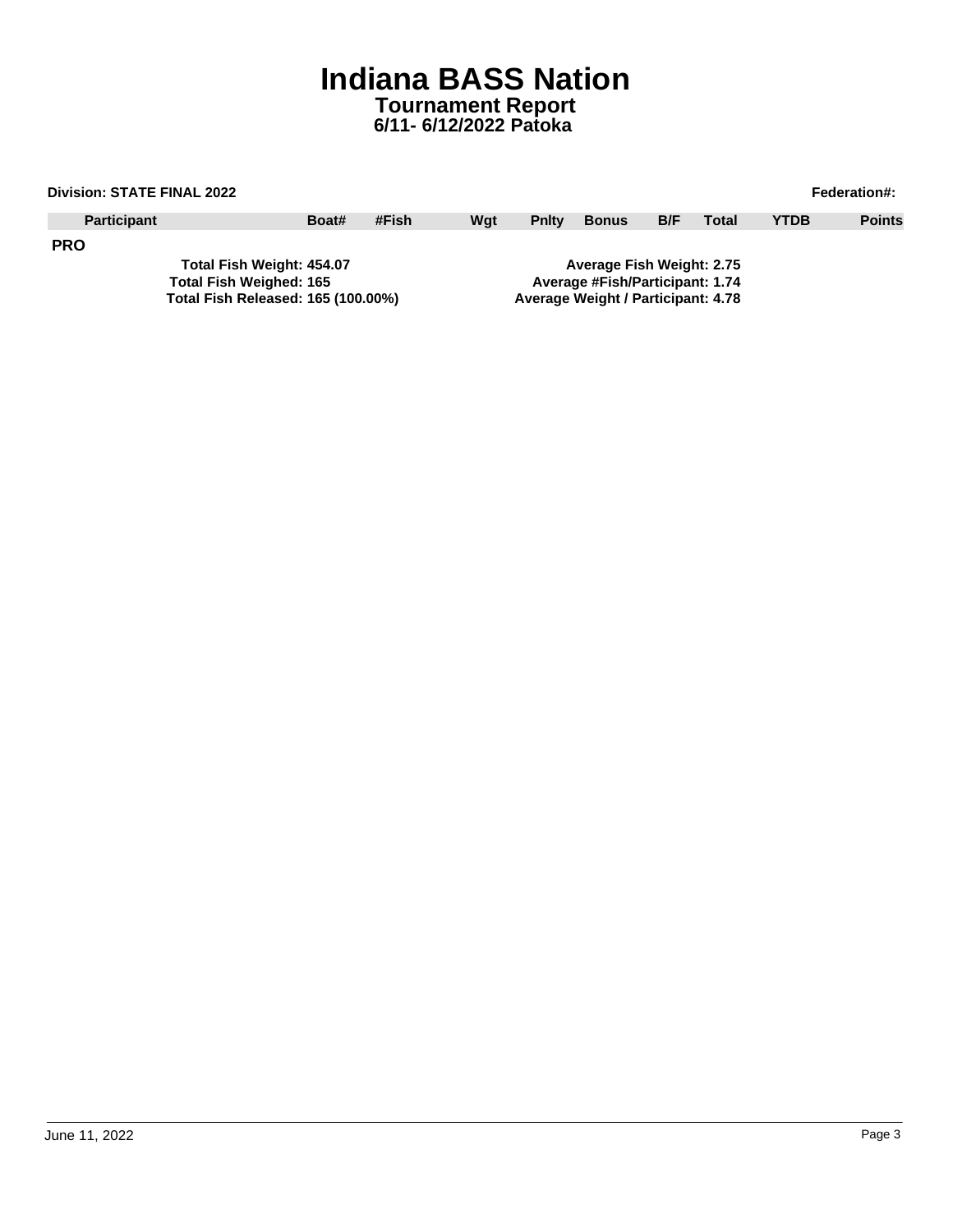# Indiana BASS Nation

## Tournament Report

### 6/11- 6/12/2022 Patoka

**Division: STATE FINAL 2022** **Federation#:**

| Participant | Boat# | #Fish | Wgt | Pnlty | Bonus | B/F | Total | YTDB | Points |
|---|---|---|---|---|---|---|---|---|---|

**PRO**

**Total Fish Weight: 454.07**
**Total Fish Weighed: 165**
**Total Fish Released: 165 (100.00%)**

**Average Fish Weight: 2.75**
**Average #Fish/Participant: 1.74**
**Average Weight / Participant: 4.78**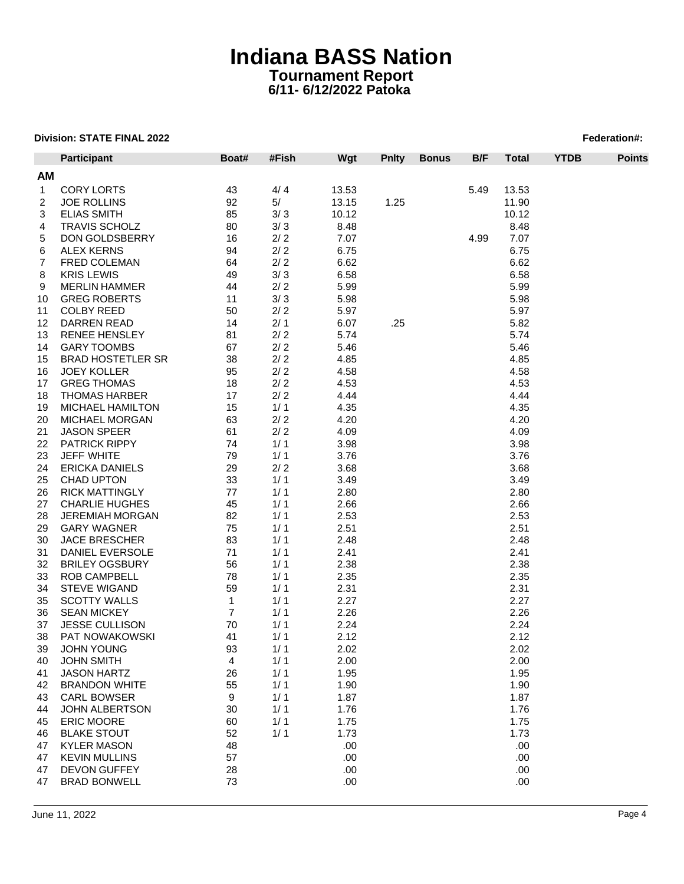# Indiana BASS Nation

## Tournament Report

### 6/11- 6/12/2022 Patoka

**Division: STATE FINAL 2022** **Federation#:**

| | Participant | Boat# | #Fish | Wgt | Pnlty | Bonus | B/F | Total | YTDB | Points |
|---|---|---|---|---|---|---|---|---|---|---|
| **AM** | | | | | | | | | | |
| 1 | CORY LORTS | 43 | 4/ 4 | 13.53 | | | 5.49 | 13.53 | | |
| 2 | JOE ROLLINS | 92 | 5/ | 13.15 | 1.25 | | | 11.90 | | |
| 3 | ELIAS SMITH | 85 | 3/ 3 | 10.12 | | | | 10.12 | | |
| 4 | TRAVIS SCHOLZ | 80 | 3/ 3 | 8.48 | | | | 8.48 | | |
| 5 | DON GOLDSBERRY | 16 | 2/ 2 | 7.07 | | | 4.99 | 7.07 | | |
| 6 | ALEX KERNS | 94 | 2/ 2 | 6.75 | | | | 6.75 | | |
| 7 | FRED COLEMAN | 64 | 2/ 2 | 6.62 | | | | 6.62 | | |
| 8 | KRIS LEWIS | 49 | 3/ 3 | 6.58 | | | | 6.58 | | |
| 9 | MERLIN HAMMER | 44 | 2/ 2 | 5.99 | | | | 5.99 | | |
| 10 | GREG ROBERTS | 11 | 3/ 3 | 5.98 | | | | 5.98 | | |
| 11 | COLBY REED | 50 | 2/ 2 | 5.97 | | | | 5.97 | | |
| 12 | DARREN READ | 14 | 2/ 1 | 6.07 | .25 | | | 5.82 | | |
| 13 | RENEE HENSLEY | 81 | 2/ 2 | 5.74 | | | | 5.74 | | |
| 14 | GARY TOOMBS | 67 | 2/ 2 | 5.46 | | | | 5.46 | | |
| 15 | BRAD HOSTETLER SR | 38 | 2/ 2 | 4.85 | | | | 4.85 | | |
| 16 | JOEY KOLLER | 95 | 2/ 2 | 4.58 | | | | 4.58 | | |
| 17 | GREG THOMAS | 18 | 2/ 2 | 4.53 | | | | 4.53 | | |
| 18 | THOMAS HARBER | 17 | 2/ 2 | 4.44 | | | | 4.44 | | |
| 19 | MICHAEL HAMILTON | 15 | 1/ 1 | 4.35 | | | | 4.35 | | |
| 20 | MICHAEL MORGAN | 63 | 2/ 2 | 4.20 | | | | 4.20 | | |
| 21 | JASON SPEER | 61 | 2/ 2 | 4.09 | | | | 4.09 | | |
| 22 | PATRICK RIPPY | 74 | 1/ 1 | 3.98 | | | | 3.98 | | |
| 23 | JEFF WHITE | 79 | 1/ 1 | 3.76 | | | | 3.76 | | |
| 24 | ERICKA DANIELS | 29 | 2/ 2 | 3.68 | | | | 3.68 | | |
| 25 | CHAD UPTON | 33 | 1/ 1 | 3.49 | | | | 3.49 | | |
| 26 | RICK MATTINGLY | 77 | 1/ 1 | 2.80 | | | | 2.80 | | |
| 27 | CHARLIE HUGHES | 45 | 1/ 1 | 2.66 | | | | 2.66 | | |
| 28 | JEREMIAH MORGAN | 82 | 1/ 1 | 2.53 | | | | 2.53 | | |
| 29 | GARY WAGNER | 75 | 1/ 1 | 2.51 | | | | 2.51 | | |
| 30 | JACE BRESCHER | 83 | 1/ 1 | 2.48 | | | | 2.48 | | |
| 31 | DANIEL EVERSOLE | 71 | 1/ 1 | 2.41 | | | | 2.41 | | |
| 32 | BRILEY OGSBURY | 56 | 1/ 1 | 2.38 | | | | 2.38 | | |
| 33 | ROB CAMPBELL | 78 | 1/ 1 | 2.35 | | | | 2.35 | | |
| 34 | STEVE WIGAND | 59 | 1/ 1 | 2.31 | | | | 2.31 | | |
| 35 | SCOTTY WALLS | 1 | 1/ 1 | 2.27 | | | | 2.27 | | |
| 36 | SEAN MICKEY | 7 | 1/ 1 | 2.26 | | | | 2.26 | | |
| 37 | JESSE CULLISON | 70 | 1/ 1 | 2.24 | | | | 2.24 | | |
| 38 | PAT NOWAKOWSKI | 41 | 1/ 1 | 2.12 | | | | 2.12 | | |
| 39 | JOHN YOUNG | 93 | 1/ 1 | 2.02 | | | | 2.02 | | |
| 40 | JOHN SMITH | 4 | 1/ 1 | 2.00 | | | | 2.00 | | |
| 41 | JASON HARTZ | 26 | 1/ 1 | 1.95 | | | | 1.95 | | |
| 42 | BRANDON WHITE | 55 | 1/ 1 | 1.90 | | | | 1.90 | | |
| 43 | CARL BOWSER | 9 | 1/ 1 | 1.87 | | | | 1.87 | | |
| 44 | JOHN ALBERTSON | 30 | 1/ 1 | 1.76 | | | | 1.76 | | |
| 45 | ERIC MOORE | 60 | 1/ 1 | 1.75 | | | | 1.75 | | |
| 46 | BLAKE STOUT | 52 | 1/ 1 | 1.73 | | | | 1.73 | | |
| 47 | KYLER MASON | 48 | | .00 | | | | .00 | | |
| 47 | KEVIN MULLINS | 57 | | .00 | | | | .00 | | |
| 47 | DEVON GUFFEY | 28 | | .00 | | | | .00 | | |
| 47 | BRAD BONWELL | 73 | | .00 | | | | .00 | | |

June 11, 2022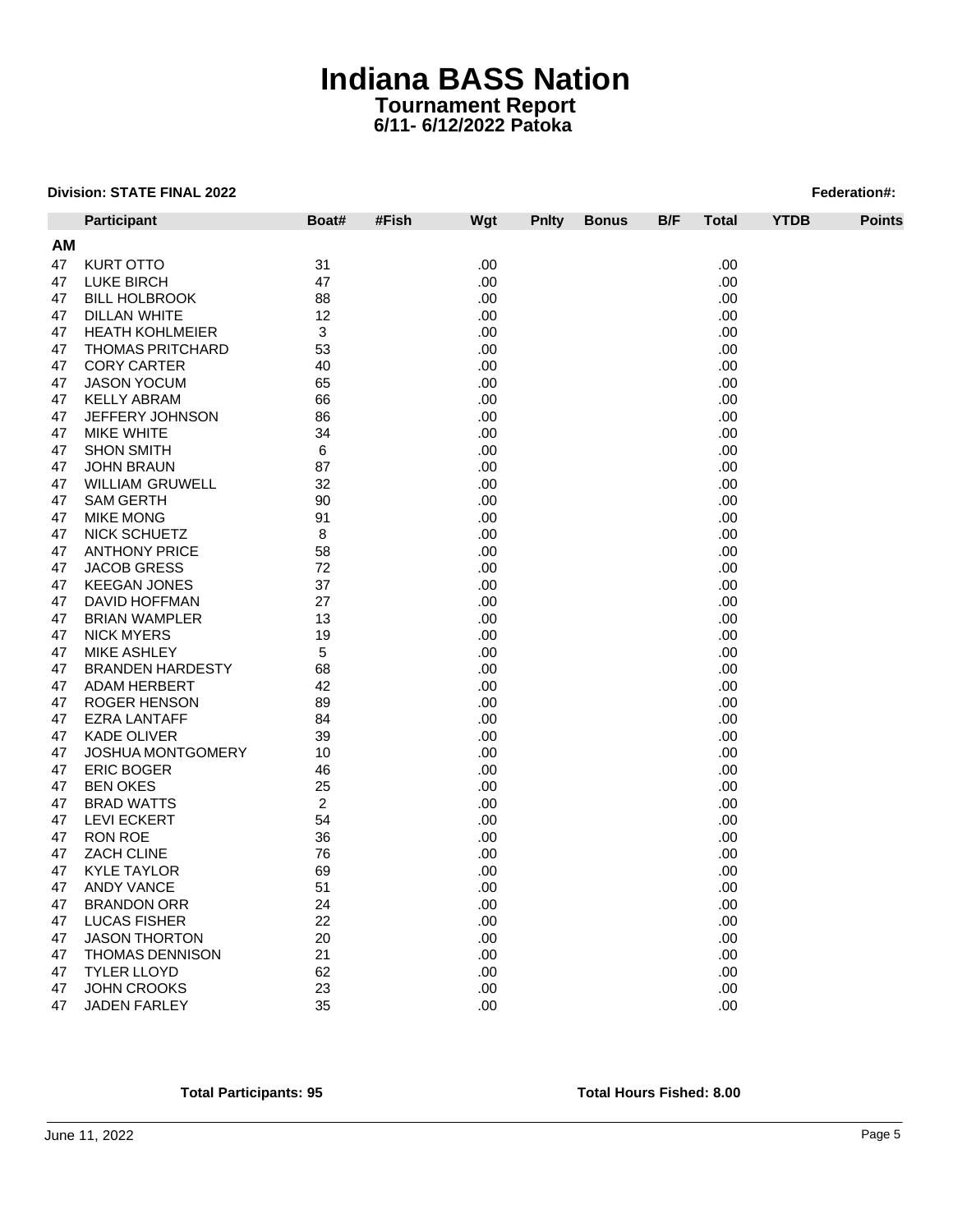# Indiana BASS Nation

## Tournament Report

### 6/11- 6/12/2022 Patoka

**Division: STATE FINAL 2022** **Federation#:**

| | Participant | Boat# | #Fish | Wgt | Pnlty | Bonus | B/F | Total | YTDB | Points |
|---|---|---|---|---|---|---|---|---|---|---|
| **AM** | | | | | | | | | | |
| 47 | KURT OTTO | 31 | | .00 | | | | .00 | | |
| 47 | LUKE BIRCH | 47 | | .00 | | | | .00 | | |
| 47 | BILL HOLBROOK | 88 | | .00 | | | | .00 | | |
| 47 | DILLAN WHITE | 12 | | .00 | | | | .00 | | |
| 47 | HEATH KOHLMEIER | 3 | | .00 | | | | .00 | | |
| 47 | THOMAS PRITCHARD | 53 | | .00 | | | | .00 | | |
| 47 | CORY CARTER | 40 | | .00 | | | | .00 | | |
| 47 | JASON YOCUM | 65 | | .00 | | | | .00 | | |
| 47 | KELLY ABRAM | 66 | | .00 | | | | .00 | | |
| 47 | JEFFERY JOHNSON | 86 | | .00 | | | | .00 | | |
| 47 | MIKE WHITE | 34 | | .00 | | | | .00 | | |
| 47 | SHON SMITH | 6 | | .00 | | | | .00 | | |
| 47 | JOHN BRAUN | 87 | | .00 | | | | .00 | | |
| 47 | WILLIAM GRUWELL | 32 | | .00 | | | | .00 | | |
| 47 | SAM GERTH | 90 | | .00 | | | | .00 | | |
| 47 | MIKE MONG | 91 | | .00 | | | | .00 | | |
| 47 | NICK SCHUETZ | 8 | | .00 | | | | .00 | | |
| 47 | ANTHONY PRICE | 58 | | .00 | | | | .00 | | |
| 47 | JACOB GRESS | 72 | | .00 | | | | .00 | | |
| 47 | KEEGAN JONES | 37 | | .00 | | | | .00 | | |
| 47 | DAVID HOFFMAN | 27 | | .00 | | | | .00 | | |
| 47 | BRIAN WAMPLER | 13 | | .00 | | | | .00 | | |
| 47 | NICK MYERS | 19 | | .00 | | | | .00 | | |
| 47 | MIKE ASHLEY | 5 | | .00 | | | | .00 | | |
| 47 | BRANDEN HARDESTY | 68 | | .00 | | | | .00 | | |
| 47 | ADAM HERBERT | 42 | | .00 | | | | .00 | | |
| 47 | ROGER HENSON | 89 | | .00 | | | | .00 | | |
| 47 | EZRA LANTAFF | 84 | | .00 | | | | .00 | | |
| 47 | KADE OLIVER | 39 | | .00 | | | | .00 | | |
| 47 | JOSHUA MONTGOMERY | 10 | | .00 | | | | .00 | | |
| 47 | ERIC BOGER | 46 | | .00 | | | | .00 | | |
| 47 | BEN OKES | 25 | | .00 | | | | .00 | | |
| 47 | BRAD WATTS | 2 | | .00 | | | | .00 | | |
| 47 | LEVI ECKERT | 54 | | .00 | | | | .00 | | |
| 47 | RON ROE | 36 | | .00 | | | | .00 | | |
| 47 | ZACH CLINE | 76 | | .00 | | | | .00 | | |
| 47 | KYLE TAYLOR | 69 | | .00 | | | | .00 | | |
| 47 | ANDY VANCE | 51 | | .00 | | | | .00 | | |
| 47 | BRANDON ORR | 24 | | .00 | | | | .00 | | |
| 47 | LUCAS FISHER | 22 | | .00 | | | | .00 | | |
| 47 | JASON THORTON | 20 | | .00 | | | | .00 | | |
| 47 | THOMAS DENNISON | 21 | | .00 | | | | .00 | | |
| 47 | TYLER LLOYD | 62 | | .00 | | | | .00 | | |
| 47 | JOHN CROOKS | 23 | | .00 | | | | .00 | | |
| 47 | JADEN FARLEY | 35 | | .00 | | | | .00 | | |

**Total Participants: 95** **Total Hours Fished: 8.00**

June 11, 2022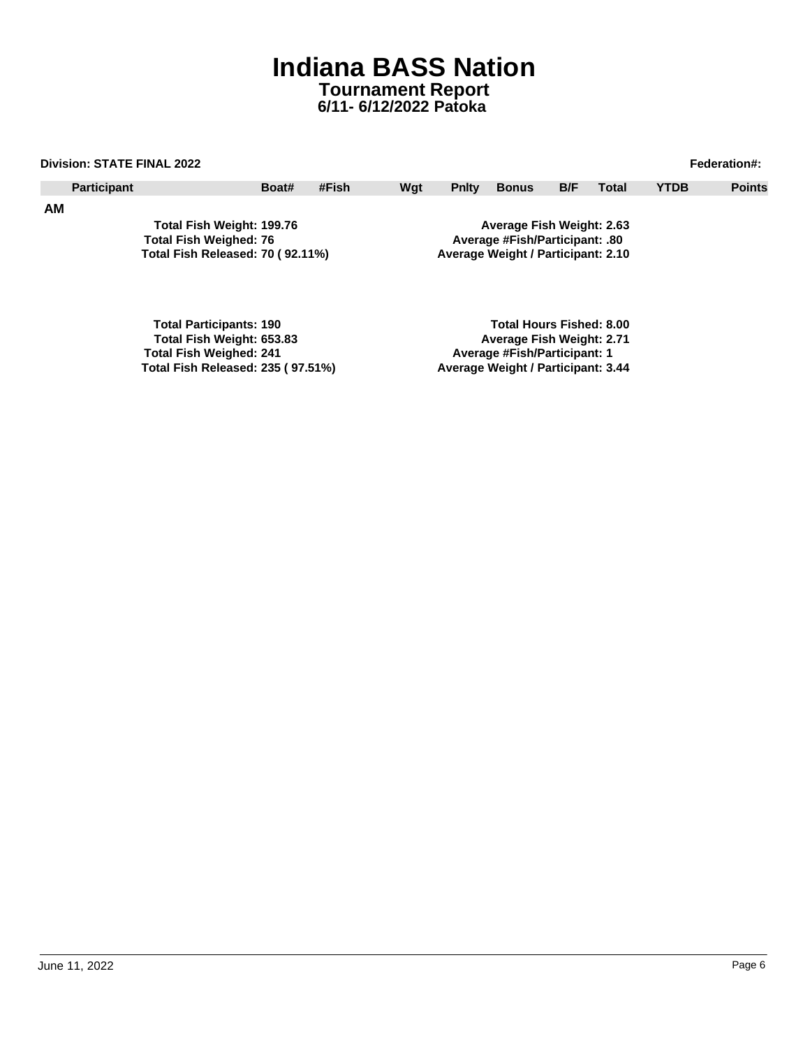# Indiana BASS Nation

## Tournament Report

### 6/11- 6/12/2022 Patoka

**Division: STATE FINAL 2022** **Federation#:**

| Participant | Boat# | #Fish | Wgt | Pnlty | Bonus | B/F | Total | YTDB | Points |
|---|---|---|---|---|---|---|---|---|---|

**AM**

**Total Fish Weight: 199.76**
**Total Fish Weighed: 76**
**Total Fish Released: 70 ( 92.11%)**

**Average Fish Weight: 2.63**
**Average #Fish/Participant: .80**
**Average Weight / Participant: 2.10**

**Total Participants: 190**
**Total Fish Weight: 653.83**
**Total Fish Weighed: 241**
**Total Fish Released: 235 ( 97.51%)**

**Total Hours Fished: 8.00**
**Average Fish Weight: 2.71**
**Average #Fish/Participant: 1**
**Average Weight / Participant: 3.44**

June 11, 2022